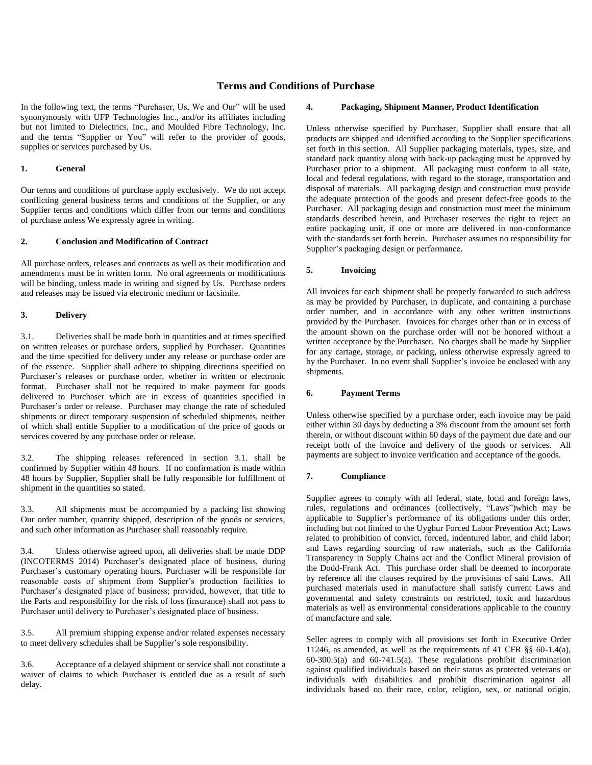# Terms and Conditions of Purchase

In the following text, the terms "Purchaser, Us, We and Our" will be used synonymously with UFP Technologies Inc., and/or its affiliates including but not limited to Dielectrics, Inc., and Moulded Fibre Technology, Inc. and the terms "Supplier or You" will refer to the provider of goods, supplies or services purchased by Us.

## 1. General

Our terms and conditions of purchase apply exclusively. We do not accept conflicting general business terms and conditions of the Supplier, or any Supplier terms and conditions which differ from our terms and conditions of purchase unless We expressly agree in writing.

## 2. Conclusion and Modification of Contract

All purchase orders, releases and contracts as well as their modification and amendments must be in written form. No oral agreements or modifications will be binding, unless made in writing and signed by Us. Purchase orders and releases may be issued via electronic medium or facsimile.

## 3. Delivery

3.1. Deliveries shall be made both in quantities and at times specified on written releases or purchase orders, supplied by Purchaser. Quantities and the time specified for delivery under any release or purchase order are of the essence. Supplier shall adhere to shipping directions specified on Purchaser's releases or purchase order, whether in written or electronic format. Purchaser shall not be required to make payment for goods delivered to Purchaser which are in excess of quantities specified in Purchaser's order or release. Purchaser may change the rate of scheduled shipments or direct temporary suspension of scheduled shipments, neither of which shall entitle Supplier to a modification of the price of goods or services covered by any purchase order or release.

3.2. The shipping releases referenced in section 3.1. shall be confirmed by Supplier within 48 hours. If no confirmation is made within 48 hours by Supplier, Supplier shall be fully responsible for fulfillment of shipment in the quantities so stated.

3.3. All shipments must be accompanied by a packing list showing Our order number, quantity shipped, description of the goods or services, and such other information as Purchaser shall reasonably require.

3.4. Unless otherwise agreed upon, all deliveries shall be made DDP (INCOTERMS 2014) Purchaser's designated place of business, during Purchaser's customary operating hours. Purchaser will be responsible for reasonable costs of shipment from Supplier's production facilities to Purchaser's designated place of business; provided, however, that title to the Parts and responsibility for the risk of loss (insurance) shall not pass to Purchaser until delivery to Purchaser's designated place of business.

3.5. All premium shipping expense and/or related expenses necessary to meet delivery schedules shall be Supplier's sole responsibility.

3.6. Acceptance of a delayed shipment or service shall not constitute a waiver of claims to which Purchaser is entitled due as a result of such delay.

## 4. Packaging, Shipment Manner, Product Identification

Unless otherwise specified by Purchaser, Supplier shall ensure that all products are shipped and identified according to the Supplier specifications set forth in this section. All Supplier packaging materials, types, size, and standard pack quantity along with back-up packaging must be approved by Purchaser prior to a shipment. All packaging must conform to all state, local and federal regulations, with regard to the storage, transportation and disposal of materials. All packaging design and construction must provide the adequate protection of the goods and present defect-free goods to the Purchaser. All packaging design and construction must meet the minimum standards described herein, and Purchaser reserves the right to reject an entire packaging unit, if one or more are delivered in non-conformance with the standards set forth herein. Purchaser assumes no responsibility for Supplier's packaging design or performance.

## 5. Invoicing

All invoices for each shipment shall be properly forwarded to such address as may be provided by Purchaser, in duplicate, and containing a purchase order number, and in accordance with any other written instructions provided by the Purchaser. Invoices for charges other than or in excess of the amount shown on the purchase order will not be honored without a written acceptance by the Purchaser. No charges shall be made by Supplier for any cartage, storage, or packing, unless otherwise expressly agreed to by the Purchaser. In no event shall Supplier's invoice be enclosed with any shipments.

## 6. Payment Terms

Unless otherwise specified by a purchase order, each invoice may be paid either within 30 days by deducting a 3% discount from the amount set forth therein, or without discount within 60 days of the payment due date and our receipt both of the invoice and delivery of the goods or services. All payments are subject to invoice verification and acceptance of the goods.

## 7. Compliance

Supplier agrees to comply with all federal, state, local and foreign laws, rules, regulations and ordinances (collectively, "Laws")which may be applicable to Supplier's performance of its obligations under this order, including but not limited to the Uyghur Forced Labor Prevention Act; Laws related to prohibition of convict, forced, indentured labor, and child labor; and Laws regarding sourcing of raw materials, such as the California Transparency in Supply Chains act and the Conflict Mineral provision of the Dodd-Frank Act. This purchase order shall be deemed to incorporate by reference all the clauses required by the provisions of said Laws. All purchased materials used in manufacture shall satisfy current Laws and governmental and safety constraints on restricted, toxic and hazardous materials as well as environmental considerations applicable to the country of manufacture and sale.

Seller agrees to comply with all provisions set forth in Executive Order 11246, as amended, as well as the requirements of 41 CFR §§ 60-1.4(a), 60-300.5(a) and 60-741.5(a). These regulations prohibit discrimination against qualified individuals based on their status as protected veterans or individuals with disabilities and prohibit discrimination against all individuals based on their race, color, religion, sex, or national origin.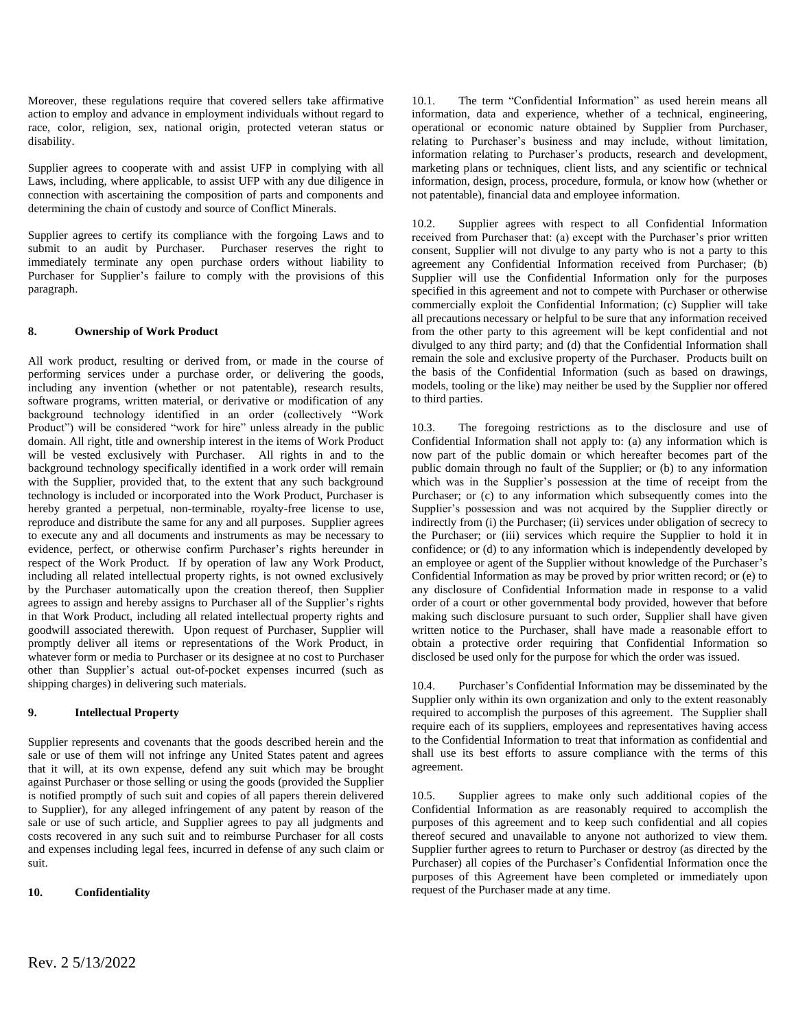Moreover, these regulations require that covered sellers take affirmative action to employ and advance in employment individuals without regard to race, color, religion, sex, national origin, protected veteran status or disability.

Supplier agrees to cooperate with and assist UFP in complying with all Laws, including, where applicable, to assist UFP with any due diligence in connection with ascertaining the composition of parts and components and determining the chain of custody and source of Conflict Minerals.

Supplier agrees to certify its compliance with the forgoing Laws and to submit to an audit by Purchaser. Purchaser reserves the right to immediately terminate any open purchase orders without liability to Purchaser for Supplier's failure to comply with the provisions of this paragraph.

**8. Ownership of Work Product**

All work product, resulting or derived from, or made in the course of performing services under a purchase order, or delivering the goods, including any invention (whether or not patentable), research results, software programs, written material, or derivative or modification of any background technology identified in an order (collectively "Work Product") will be considered "work for hire" unless already in the public domain. All right, title and ownership interest in the items of Work Product will be vested exclusively with Purchaser. All rights in and to the background technology specifically identified in a work order will remain with the Supplier, provided that, to the extent that any such background technology is included or incorporated into the Work Product, Purchaser is hereby granted a perpetual, non-terminable, royalty-free license to use, reproduce and distribute the same for any and all purposes. Supplier agrees to execute any and all documents and instruments as may be necessary to evidence, perfect, or otherwise confirm Purchaser's rights hereunder in respect of the Work Product. If by operation of law any Work Product, including all related intellectual property rights, is not owned exclusively by the Purchaser automatically upon the creation thereof, then Supplier agrees to assign and hereby assigns to Purchaser all of the Supplier's rights in that Work Product, including all related intellectual property rights and goodwill associated therewith. Upon request of Purchaser, Supplier will promptly deliver all items or representations of the Work Product, in whatever form or media to Purchaser or its designee at no cost to Purchaser other than Supplier's actual out-of-pocket expenses incurred (such as shipping charges) in delivering such materials.

**9. Intellectual Property**

Supplier represents and covenants that the goods described herein and the sale or use of them will not infringe any United States patent and agrees that it will, at its own expense, defend any suit which may be brought against Purchaser or those selling or using the goods (provided the Supplier is notified promptly of such suit and copies of all papers therein delivered to Supplier), for any alleged infringement of any patent by reason of the sale or use of such article, and Supplier agrees to pay all judgments and costs recovered in any such suit and to reimburse Purchaser for all costs and expenses including legal fees, incurred in defense of any such claim or suit.

**10. Confidentiality**

10.1. The term "Confidential Information" as used herein means all information, data and experience, whether of a technical, engineering, operational or economic nature obtained by Supplier from Purchaser, relating to Purchaser's business and may include, without limitation, information relating to Purchaser's products, research and development, marketing plans or techniques, client lists, and any scientific or technical information, design, process, procedure, formula, or know how (whether or not patentable), financial data and employee information.

10.2. Supplier agrees with respect to all Confidential Information received from Purchaser that: (a) except with the Purchaser's prior written consent, Supplier will not divulge to any party who is not a party to this agreement any Confidential Information received from Purchaser; (b) Supplier will use the Confidential Information only for the purposes specified in this agreement and not to compete with Purchaser or otherwise commercially exploit the Confidential Information; (c) Supplier will take all precautions necessary or helpful to be sure that any information received from the other party to this agreement will be kept confidential and not divulged to any third party; and (d) that the Confidential Information shall remain the sole and exclusive property of the Purchaser. Products built on the basis of the Confidential Information (such as based on drawings, models, tooling or the like) may neither be used by the Supplier nor offered to third parties.

10.3. The foregoing restrictions as to the disclosure and use of Confidential Information shall not apply to: (a) any information which is now part of the public domain or which hereafter becomes part of the public domain through no fault of the Supplier; or (b) to any information which was in the Supplier's possession at the time of receipt from the Purchaser; or (c) to any information which subsequently comes into the Supplier's possession and was not acquired by the Supplier directly or indirectly from (i) the Purchaser; (ii) services under obligation of secrecy to the Purchaser; or (iii) services which require the Supplier to hold it in confidence; or (d) to any information which is independently developed by an employee or agent of the Supplier without knowledge of the Purchaser's Confidential Information as may be proved by prior written record; or (e) to any disclosure of Confidential Information made in response to a valid order of a court or other governmental body provided, however that before making such disclosure pursuant to such order, Supplier shall have given written notice to the Purchaser, shall have made a reasonable effort to obtain a protective order requiring that Confidential Information so disclosed be used only for the purpose for which the order was issued.

10.4. Purchaser's Confidential Information may be disseminated by the Supplier only within its own organization and only to the extent reasonably required to accomplish the purposes of this agreement. The Supplier shall require each of its suppliers, employees and representatives having access to the Confidential Information to treat that information as confidential and shall use its best efforts to assure compliance with the terms of this agreement.

10.5. Supplier agrees to make only such additional copies of the Confidential Information as are reasonably required to accomplish the purposes of this agreement and to keep such confidential and all copies thereof secured and unavailable to anyone not authorized to view them. Supplier further agrees to return to Purchaser or destroy (as directed by the Purchaser) all copies of the Purchaser's Confidential Information once the purposes of this Agreement have been completed or immediately upon request of the Purchaser made at any time.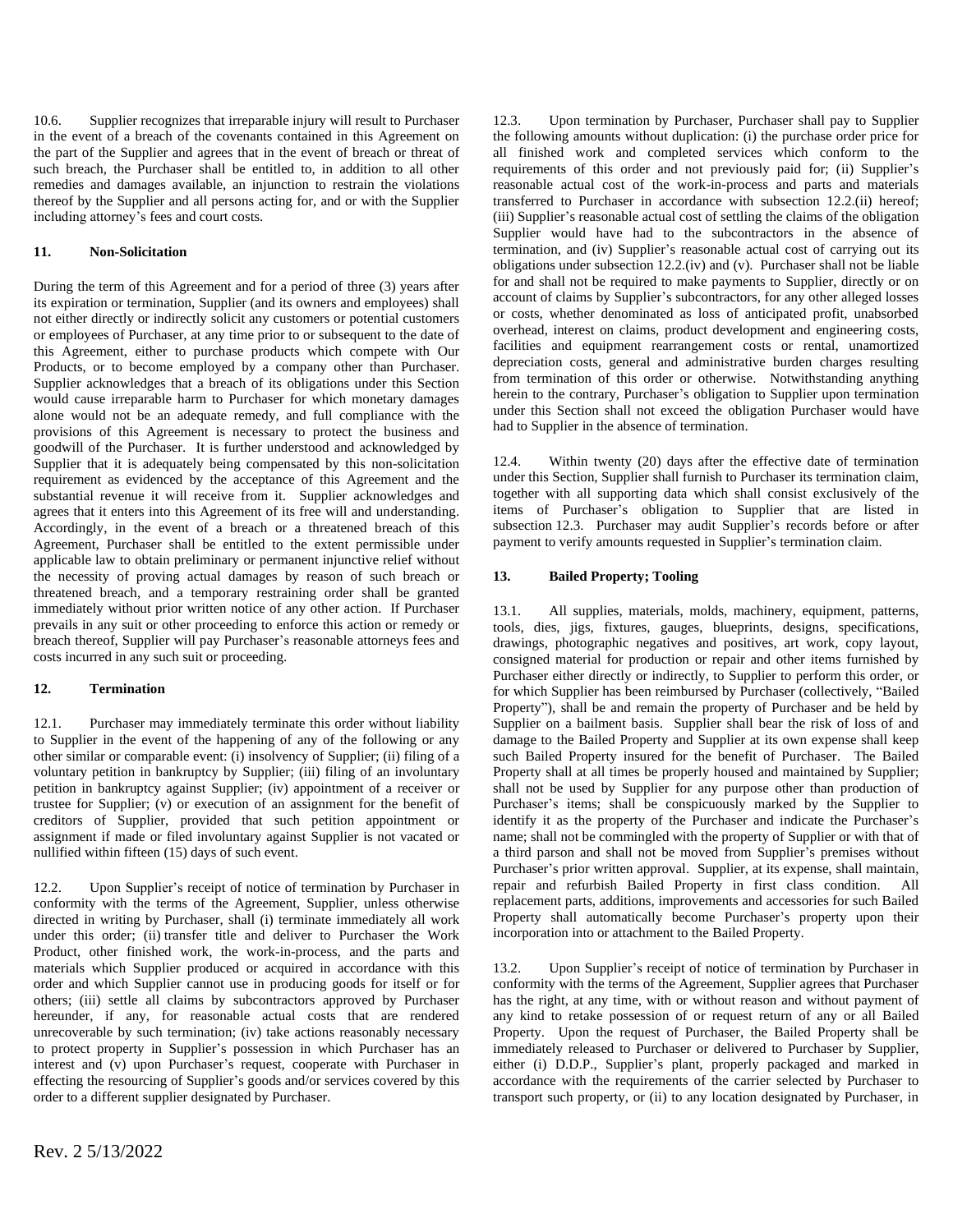10.6. Supplier recognizes that irreparable injury will result to Purchaser in the event of a breach of the covenants contained in this Agreement on the part of the Supplier and agrees that in the event of breach or threat of such breach, the Purchaser shall be entitled to, in addition to all other remedies and damages available, an injunction to restrain the violations thereof by the Supplier and all persons acting for, and or with the Supplier including attorney's fees and court costs.

## 11. Non-Solicitation

During the term of this Agreement and for a period of three (3) years after its expiration or termination, Supplier (and its owners and employees) shall not either directly or indirectly solicit any customers or potential customers or employees of Purchaser, at any time prior to or subsequent to the date of this Agreement, either to purchase products which compete with Our Products, or to become employed by a company other than Purchaser. Supplier acknowledges that a breach of its obligations under this Section would cause irreparable harm to Purchaser for which monetary damages alone would not be an adequate remedy, and full compliance with the provisions of this Agreement is necessary to protect the business and goodwill of the Purchaser. It is further understood and acknowledged by Supplier that it is adequately being compensated by this non-solicitation requirement as evidenced by the acceptance of this Agreement and the substantial revenue it will receive from it. Supplier acknowledges and agrees that it enters into this Agreement of its free will and understanding. Accordingly, in the event of a breach or a threatened breach of this Agreement, Purchaser shall be entitled to the extent permissible under applicable law to obtain preliminary or permanent injunctive relief without the necessity of proving actual damages by reason of such breach or threatened breach, and a temporary restraining order shall be granted immediately without prior written notice of any other action. If Purchaser prevails in any suit or other proceeding to enforce this action or remedy or breach thereof, Supplier will pay Purchaser's reasonable attorneys fees and costs incurred in any such suit or proceeding.

## 12. Termination

12.1. Purchaser may immediately terminate this order without liability to Supplier in the event of the happening of any of the following or any other similar or comparable event: (i) insolvency of Supplier; (ii) filing of a voluntary petition in bankruptcy by Supplier; (iii) filing of an involuntary petition in bankruptcy against Supplier; (iv) appointment of a receiver or trustee for Supplier; (v) or execution of an assignment for the benefit of creditors of Supplier, provided that such petition appointment or assignment if made or filed involuntary against Supplier is not vacated or nullified within fifteen (15) days of such event.

12.2. Upon Supplier's receipt of notice of termination by Purchaser in conformity with the terms of the Agreement, Supplier, unless otherwise directed in writing by Purchaser, shall (i) terminate immediately all work under this order; (ii) transfer title and deliver to Purchaser the Work Product, other finished work, the work-in-process, and the parts and materials which Supplier produced or acquired in accordance with this order and which Supplier cannot use in producing goods for itself or for others; (iii) settle all claims by subcontractors approved by Purchaser hereunder, if any, for reasonable actual costs that are rendered unrecoverable by such termination; (iv) take actions reasonably necessary to protect property in Supplier's possession in which Purchaser has an interest and (v) upon Purchaser's request, cooperate with Purchaser in effecting the resourcing of Supplier's goods and/or services covered by this order to a different supplier designated by Purchaser.

12.3. Upon termination by Purchaser, Purchaser shall pay to Supplier the following amounts without duplication: (i) the purchase order price for all finished work and completed services which conform to the requirements of this order and not previously paid for; (ii) Supplier's reasonable actual cost of the work-in-process and parts and materials transferred to Purchaser in accordance with subsection 12.2.(ii) hereof; (iii) Supplier's reasonable actual cost of settling the claims of the obligation Supplier would have had to the subcontractors in the absence of termination, and (iv) Supplier's reasonable actual cost of carrying out its obligations under subsection 12.2.(iv) and (v). Purchaser shall not be liable for and shall not be required to make payments to Supplier, directly or on account of claims by Supplier's subcontractors, for any other alleged losses or costs, whether denominated as loss of anticipated profit, unabsorbed overhead, interest on claims, product development and engineering costs, facilities and equipment rearrangement costs or rental, unamortized depreciation costs, general and administrative burden charges resulting from termination of this order or otherwise. Notwithstanding anything herein to the contrary, Purchaser's obligation to Supplier upon termination under this Section shall not exceed the obligation Purchaser would have had to Supplier in the absence of termination.

12.4. Within twenty (20) days after the effective date of termination under this Section, Supplier shall furnish to Purchaser its termination claim, together with all supporting data which shall consist exclusively of the items of Purchaser's obligation to Supplier that are listed in subsection 12.3. Purchaser may audit Supplier's records before or after payment to verify amounts requested in Supplier's termination claim.

## 13. Bailed Property; Tooling

13.1. All supplies, materials, molds, machinery, equipment, patterns, tools, dies, jigs, fixtures, gauges, blueprints, designs, specifications, drawings, photographic negatives and positives, art work, copy layout, consigned material for production or repair and other items furnished by Purchaser either directly or indirectly, to Supplier to perform this order, or for which Supplier has been reimbursed by Purchaser (collectively, "Bailed Property"), shall be and remain the property of Purchaser and be held by Supplier on a bailment basis. Supplier shall bear the risk of loss of and damage to the Bailed Property and Supplier at its own expense shall keep such Bailed Property insured for the benefit of Purchaser. The Bailed Property shall at all times be properly housed and maintained by Supplier; shall not be used by Supplier for any purpose other than production of Purchaser's items; shall be conspicuously marked by the Supplier to identify it as the property of the Purchaser and indicate the Purchaser's name; shall not be commingled with the property of Supplier or with that of a third parson and shall not be moved from Supplier's premises without Purchaser's prior written approval. Supplier, at its expense, shall maintain, repair and refurbish Bailed Property in first class condition. All replacement parts, additions, improvements and accessories for such Bailed Property shall automatically become Purchaser's property upon their incorporation into or attachment to the Bailed Property.

13.2. Upon Supplier's receipt of notice of termination by Purchaser in conformity with the terms of the Agreement, Supplier agrees that Purchaser has the right, at any time, with or without reason and without payment of any kind to retake possession of or request return of any or all Bailed Property. Upon the request of Purchaser, the Bailed Property shall be immediately released to Purchaser or delivered to Purchaser by Supplier, either (i) D.D.P., Supplier's plant, properly packaged and marked in accordance with the requirements of the carrier selected by Purchaser to transport such property, or (ii) to any location designated by Purchaser, in

Rev. 2 5/13/2022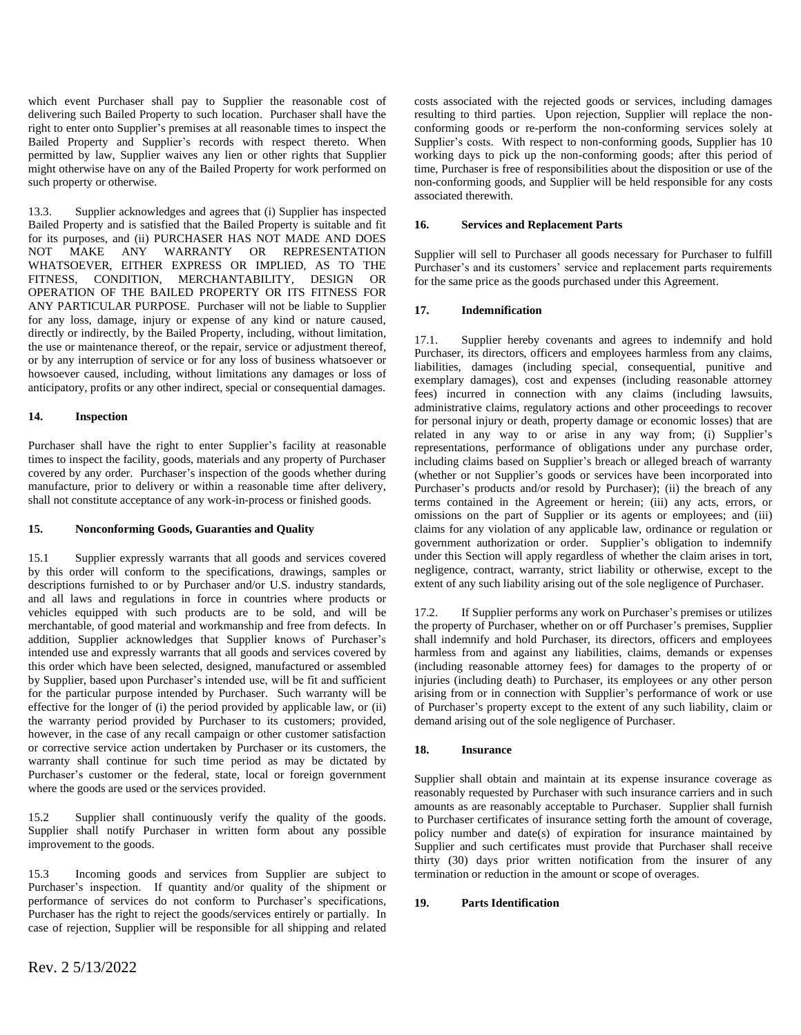which event Purchaser shall pay to Supplier the reasonable cost of delivering such Bailed Property to such location. Purchaser shall have the right to enter onto Supplier's premises at all reasonable times to inspect the Bailed Property and Supplier's records with respect thereto. When permitted by law, Supplier waives any lien or other rights that Supplier might otherwise have on any of the Bailed Property for work performed on such property or otherwise.

13.3. Supplier acknowledges and agrees that (i) Supplier has inspected Bailed Property and is satisfied that the Bailed Property is suitable and fit for its purposes, and (ii) PURCHASER HAS NOT MADE AND DOES NOT MAKE ANY WARRANTY OR REPRESENTATION WHATSOEVER, EITHER EXPRESS OR IMPLIED, AS TO THE FITNESS, CONDITION, MERCHANTABILITY, DESIGN OR OPERATION OF THE BAILED PROPERTY OR ITS FITNESS FOR ANY PARTICULAR PURPOSE. Purchaser will not be liable to Supplier for any loss, damage, injury or expense of any kind or nature caused, directly or indirectly, by the Bailed Property, including, without limitation, the use or maintenance thereof, or the repair, service or adjustment thereof, or by any interruption of service or for any loss of business whatsoever or howsoever caused, including, without limitations any damages or loss of anticipatory, profits or any other indirect, special or consequential damages.

**14. Inspection**

Purchaser shall have the right to enter Supplier's facility at reasonable times to inspect the facility, goods, materials and any property of Purchaser covered by any order. Purchaser's inspection of the goods whether during manufacture, prior to delivery or within a reasonable time after delivery, shall not constitute acceptance of any work-in-process or finished goods.

**15. Nonconforming Goods, Guaranties and Quality**

15.1 Supplier expressly warrants that all goods and services covered by this order will conform to the specifications, drawings, samples or descriptions furnished to or by Purchaser and/or U.S. industry standards, and all laws and regulations in force in countries where products or vehicles equipped with such products are to be sold, and will be merchantable, of good material and workmanship and free from defects. In addition, Supplier acknowledges that Supplier knows of Purchaser's intended use and expressly warrants that all goods and services covered by this order which have been selected, designed, manufactured or assembled by Supplier, based upon Purchaser's intended use, will be fit and sufficient for the particular purpose intended by Purchaser. Such warranty will be effective for the longer of (i) the period provided by applicable law, or (ii) the warranty period provided by Purchaser to its customers; provided, however, in the case of any recall campaign or other customer satisfaction or corrective service action undertaken by Purchaser or its customers, the warranty shall continue for such time period as may be dictated by Purchaser's customer or the federal, state, local or foreign government where the goods are used or the services provided.

15.2 Supplier shall continuously verify the quality of the goods. Supplier shall notify Purchaser in written form about any possible improvement to the goods.

15.3 Incoming goods and services from Supplier are subject to Purchaser's inspection. If quantity and/or quality of the shipment or performance of services do not conform to Purchaser's specifications, Purchaser has the right to reject the goods/services entirely or partially. In case of rejection, Supplier will be responsible for all shipping and related costs associated with the rejected goods or services, including damages resulting to third parties. Upon rejection, Supplier will replace the non-conforming goods or re-perform the non-conforming services solely at Supplier's costs. With respect to non-conforming goods, Supplier has 10 working days to pick up the non-conforming goods; after this period of time, Purchaser is free of responsibilities about the disposition or use of the non-conforming goods, and Supplier will be held responsible for any costs associated therewith.

**16. Services and Replacement Parts**

Supplier will sell to Purchaser all goods necessary for Purchaser to fulfill Purchaser's and its customers' service and replacement parts requirements for the same price as the goods purchased under this Agreement.

**17. Indemnification**

17.1. Supplier hereby covenants and agrees to indemnify and hold Purchaser, its directors, officers and employees harmless from any claims, liabilities, damages (including special, consequential, punitive and exemplary damages), cost and expenses (including reasonable attorney fees) incurred in connection with any claims (including lawsuits, administrative claims, regulatory actions and other proceedings to recover for personal injury or death, property damage or economic losses) that are related in any way to or arise in any way from; (i) Supplier's representations, performance of obligations under any purchase order, including claims based on Supplier's breach or alleged breach of warranty (whether or not Supplier's goods or services have been incorporated into Purchaser's products and/or resold by Purchaser); (ii) the breach of any terms contained in the Agreement or herein; (iii) any acts, errors, or omissions on the part of Supplier or its agents or employees; and (iii) claims for any violation of any applicable law, ordinance or regulation or government authorization or order. Supplier's obligation to indemnify under this Section will apply regardless of whether the claim arises in tort, negligence, contract, warranty, strict liability or otherwise, except to the extent of any such liability arising out of the sole negligence of Purchaser.

17.2. If Supplier performs any work on Purchaser's premises or utilizes the property of Purchaser, whether on or off Purchaser's premises, Supplier shall indemnify and hold Purchaser, its directors, officers and employees harmless from and against any liabilities, claims, demands or expenses (including reasonable attorney fees) for damages to the property of or injuries (including death) to Purchaser, its employees or any other person arising from or in connection with Supplier's performance of work or use of Purchaser's property except to the extent of any such liability, claim or demand arising out of the sole negligence of Purchaser.

**18. Insurance**

Supplier shall obtain and maintain at its expense insurance coverage as reasonably requested by Purchaser with such insurance carriers and in such amounts as are reasonably acceptable to Purchaser. Supplier shall furnish to Purchaser certificates of insurance setting forth the amount of coverage, policy number and date(s) of expiration for insurance maintained by Supplier and such certificates must provide that Purchaser shall receive thirty (30) days prior written notification from the insurer of any termination or reduction in the amount or scope of overages.

**19. Parts Identification**

Rev. 2 5/13/2022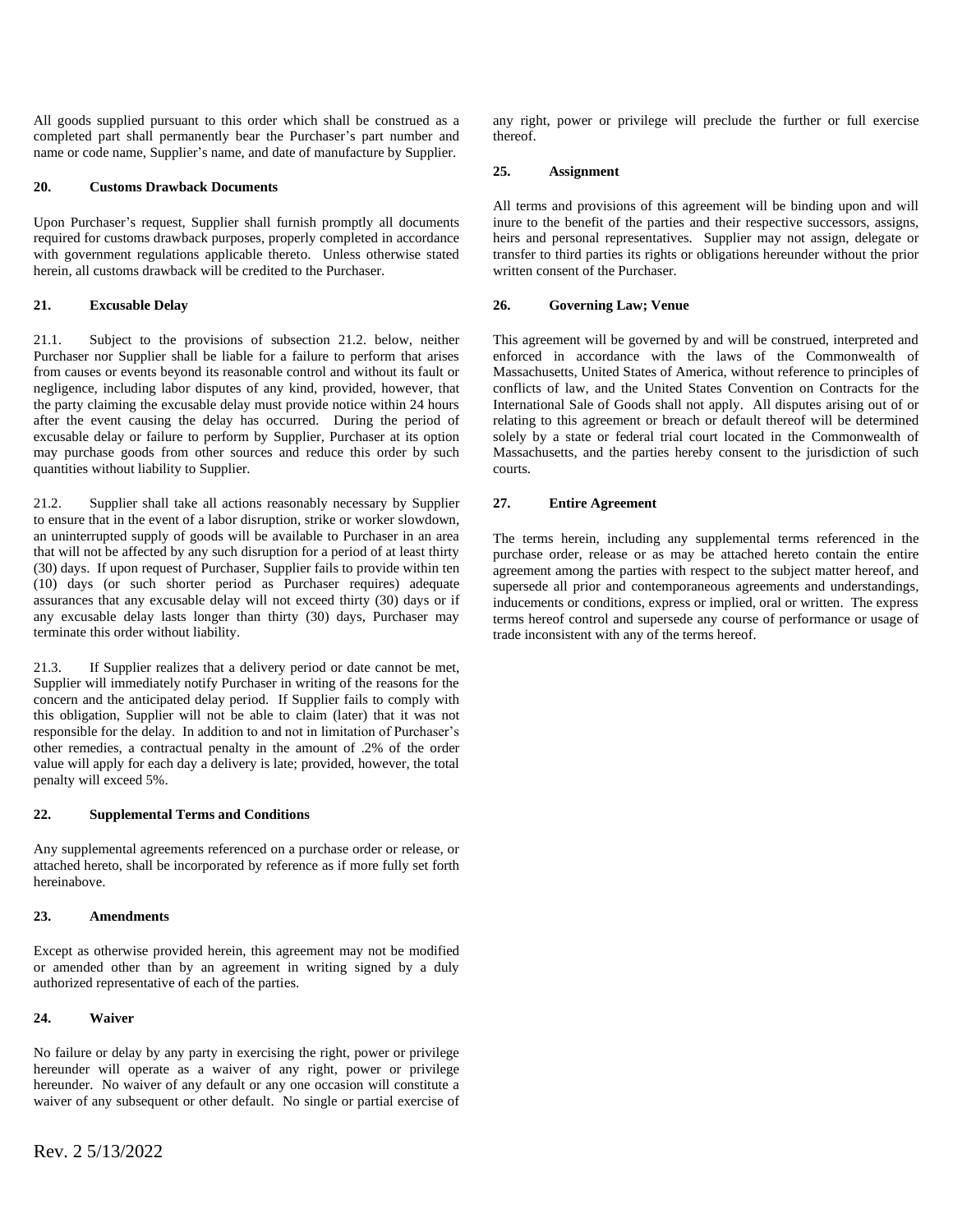All goods supplied pursuant to this order which shall be construed as a completed part shall permanently bear the Purchaser's part number and name or code name, Supplier's name, and date of manufacture by Supplier.

### 20. Customs Drawback Documents

Upon Purchaser's request, Supplier shall furnish promptly all documents required for customs drawback purposes, properly completed in accordance with government regulations applicable thereto. Unless otherwise stated herein, all customs drawback will be credited to the Purchaser.

### 21. Excusable Delay

21.1. Subject to the provisions of subsection 21.2. below, neither Purchaser nor Supplier shall be liable for a failure to perform that arises from causes or events beyond its reasonable control and without its fault or negligence, including labor disputes of any kind, provided, however, that the party claiming the excusable delay must provide notice within 24 hours after the event causing the delay has occurred. During the period of excusable delay or failure to perform by Supplier, Purchaser at its option may purchase goods from other sources and reduce this order by such quantities without liability to Supplier.

21.2. Supplier shall take all actions reasonably necessary by Supplier to ensure that in the event of a labor disruption, strike or worker slowdown, an uninterrupted supply of goods will be available to Purchaser in an area that will not be affected by any such disruption for a period of at least thirty (30) days. If upon request of Purchaser, Supplier fails to provide within ten (10) days (or such shorter period as Purchaser requires) adequate assurances that any excusable delay will not exceed thirty (30) days or if any excusable delay lasts longer than thirty (30) days, Purchaser may terminate this order without liability.

21.3. If Supplier realizes that a delivery period or date cannot be met, Supplier will immediately notify Purchaser in writing of the reasons for the concern and the anticipated delay period. If Supplier fails to comply with this obligation, Supplier will not be able to claim (later) that it was not responsible for the delay. In addition to and not in limitation of Purchaser's other remedies, a contractual penalty in the amount of .2% of the order value will apply for each day a delivery is late; provided, however, the total penalty will exceed 5%.

### 22. Supplemental Terms and Conditions

Any supplemental agreements referenced on a purchase order or release, or attached hereto, shall be incorporated by reference as if more fully set forth hereinabove.

### 23. Amendments

Except as otherwise provided herein, this agreement may not be modified or amended other than by an agreement in writing signed by a duly authorized representative of each of the parties.

### 24. Waiver

No failure or delay by any party in exercising the right, power or privilege hereunder will operate as a waiver of any right, power or privilege hereunder. No waiver of any default or any one occasion will constitute a waiver of any subsequent or other default. No single or partial exercise of any right, power or privilege will preclude the further or full exercise thereof.

### 25. Assignment

All terms and provisions of this agreement will be binding upon and will inure to the benefit of the parties and their respective successors, assigns, heirs and personal representatives. Supplier may not assign, delegate or transfer to third parties its rights or obligations hereunder without the prior written consent of the Purchaser.

### 26. Governing Law; Venue

This agreement will be governed by and will be construed, interpreted and enforced in accordance with the laws of the Commonwealth of Massachusetts, United States of America, without reference to principles of conflicts of law, and the United States Convention on Contracts for the International Sale of Goods shall not apply. All disputes arising out of or relating to this agreement or breach or default thereof will be determined solely by a state or federal trial court located in the Commonwealth of Massachusetts, and the parties hereby consent to the jurisdiction of such courts.

### 27. Entire Agreement

The terms herein, including any supplemental terms referenced in the purchase order, release or as may be attached hereto contain the entire agreement among the parties with respect to the subject matter hereof, and supersede all prior and contemporaneous agreements and understandings, inducements or conditions, express or implied, oral or written. The express terms hereof control and supersede any course of performance or usage of trade inconsistent with any of the terms hereof.

Rev. 2 5/13/2022